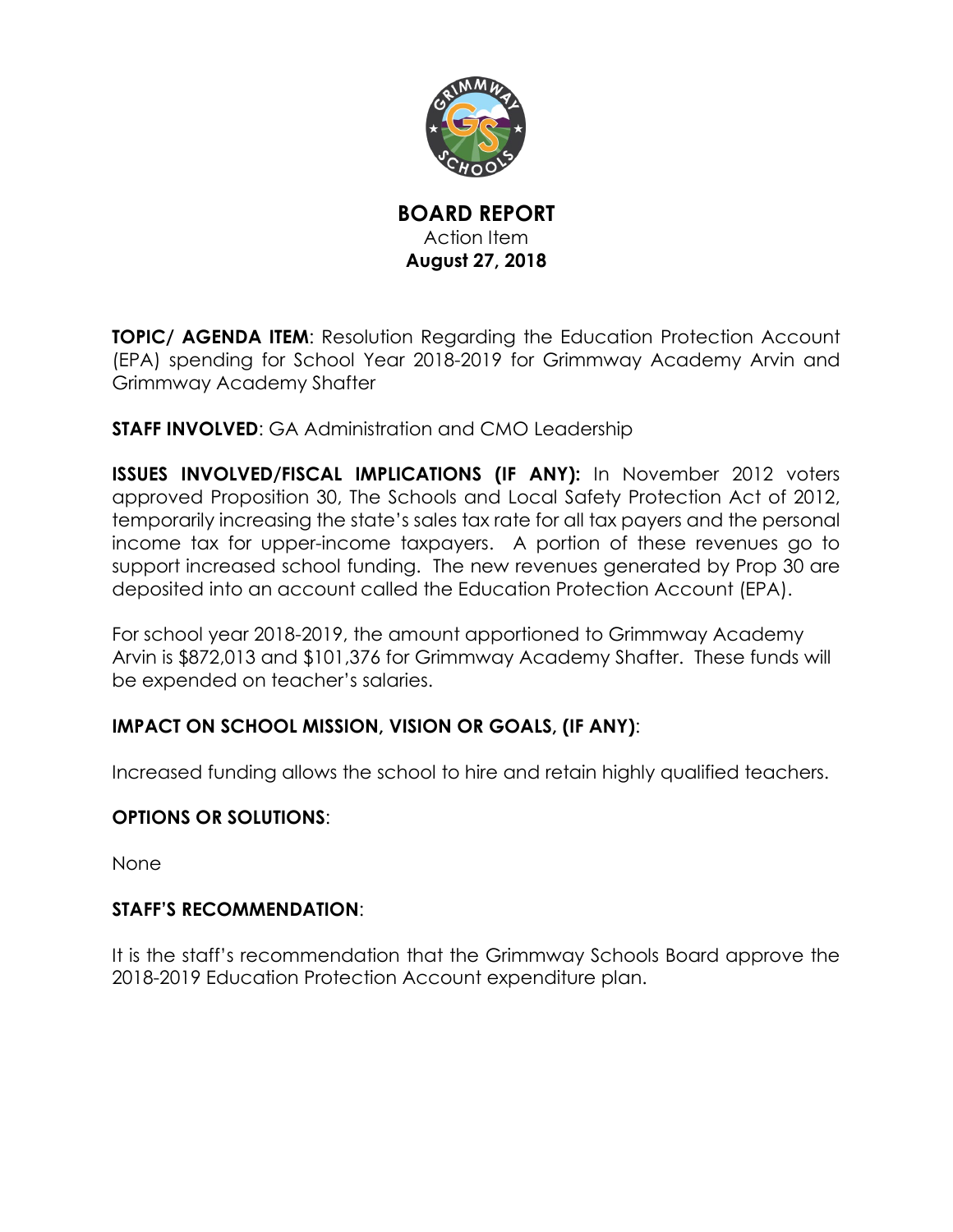# BOARD REPORT

Action Item

**August 27, 2018**

**TOPIC/ AGENDA ITEM**: Resolution Regarding the Education Protection Account (EPA) spending for School Year 2018-2019 for Grimmway Academy Arvin and Grimmway Academy Shafter

**STAFF INVOLVED**: GA Administration and CMO Leadership

**ISSUES INVOLVED/FISCAL IMPLICATIONS (IF ANY):** In November 2012 voters approved Proposition 30, The Schools and Local Safety Protection Act of 2012, temporarily increasing the state's sales tax rate for all tax payers and the personal income tax for upper-income taxpayers. A portion of these revenues go to support increased school funding. The new revenues generated by Prop 30 are deposited into an account called the Education Protection Account (EPA).

For school year 2018-2019, the amount apportioned to Grimmway Academy Arvin is $872,013 and $101,376 for Grimmway Academy Shafter. These funds will be expended on teacher's salaries.

## IMPACT ON SCHOOL MISSION, VISION OR GOALS, (IF ANY):

Increased funding allows the school to hire and retain highly qualified teachers.

## OPTIONS OR SOLUTIONS:

None

## STAFF'S RECOMMENDATION:

It is the staff's recommendation that the Grimmway Schools Board approve the 2018-2019 Education Protection Account expenditure plan.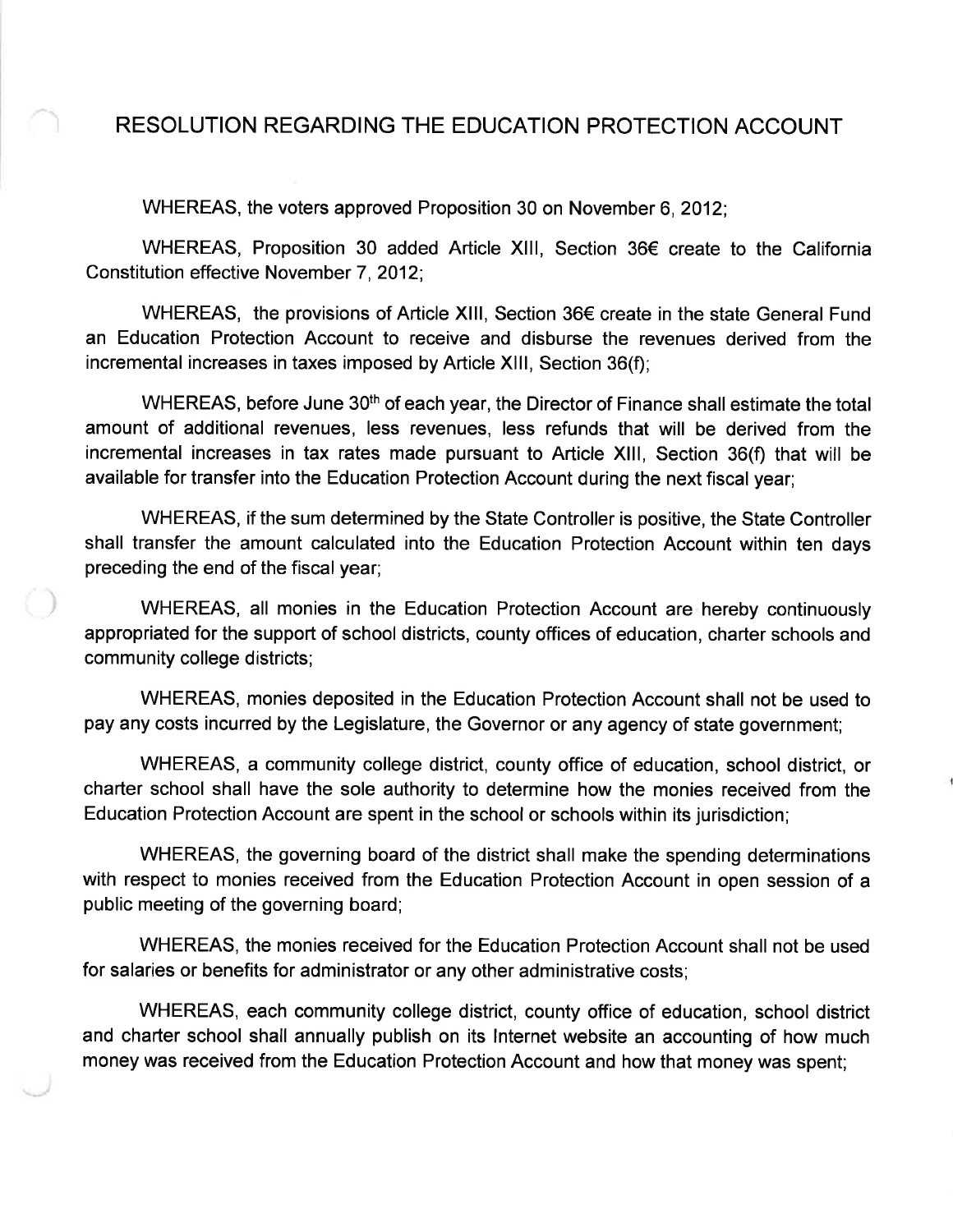# RESOLUTION REGARDING THE EDUCATION PROTECTION ACCOUNT

WHEREAS, the voters approved Proposition 30 on November 6, 2012;

WHEREAS, Proposition 30 added Article XIII, Section 36€ create to the California Constitution effective November 7, 2012;

WHEREAS, the provisions of Article XIII, Section 36€ create in the state General Fund an Education Protection Account to receive and disburse the revenues derived from the incremental increases in taxes imposed by Article XIII, Section 36(f);

WHEREAS, before June 30th of each year, the Director of Finance shall estimate the total amount of additional revenues, less revenues, less refunds that will be derived from the incremental increases in tax rates made pursuant to Article XIII, Section 36(f) that will be available for transfer into the Education Protection Account during the next fiscal year;

WHEREAS, if the sum determined by the State Controller is positive, the State Controller shall transfer the amount calculated into the Education Protection Account within ten days preceding the end of the fiscal year;

WHEREAS, all monies in the Education Protection Account are hereby continuously appropriated for the support of school districts, county offices of education, charter schools and community college districts;

WHEREAS, monies deposited in the Education Protection Account shall not be used to pay any costs incurred by the Legislature, the Governor or any agency of state government;

WHEREAS, a community college district, county office of education, school district, or charter school shall have the sole authority to determine how the monies received from the Education Protection Account are spent in the school or schools within its jurisdiction;

WHEREAS, the governing board of the district shall make the spending determinations with respect to monies received from the Education Protection Account in open session of a public meeting of the governing board;

WHEREAS, the monies received for the Education Protection Account shall not be used for salaries or benefits for administrator or any other administrative costs;

WHEREAS, each community college district, county office of education, school district and charter school shall annually publish on its Internet website an accounting of how much money was received from the Education Protection Account and how that money was spent;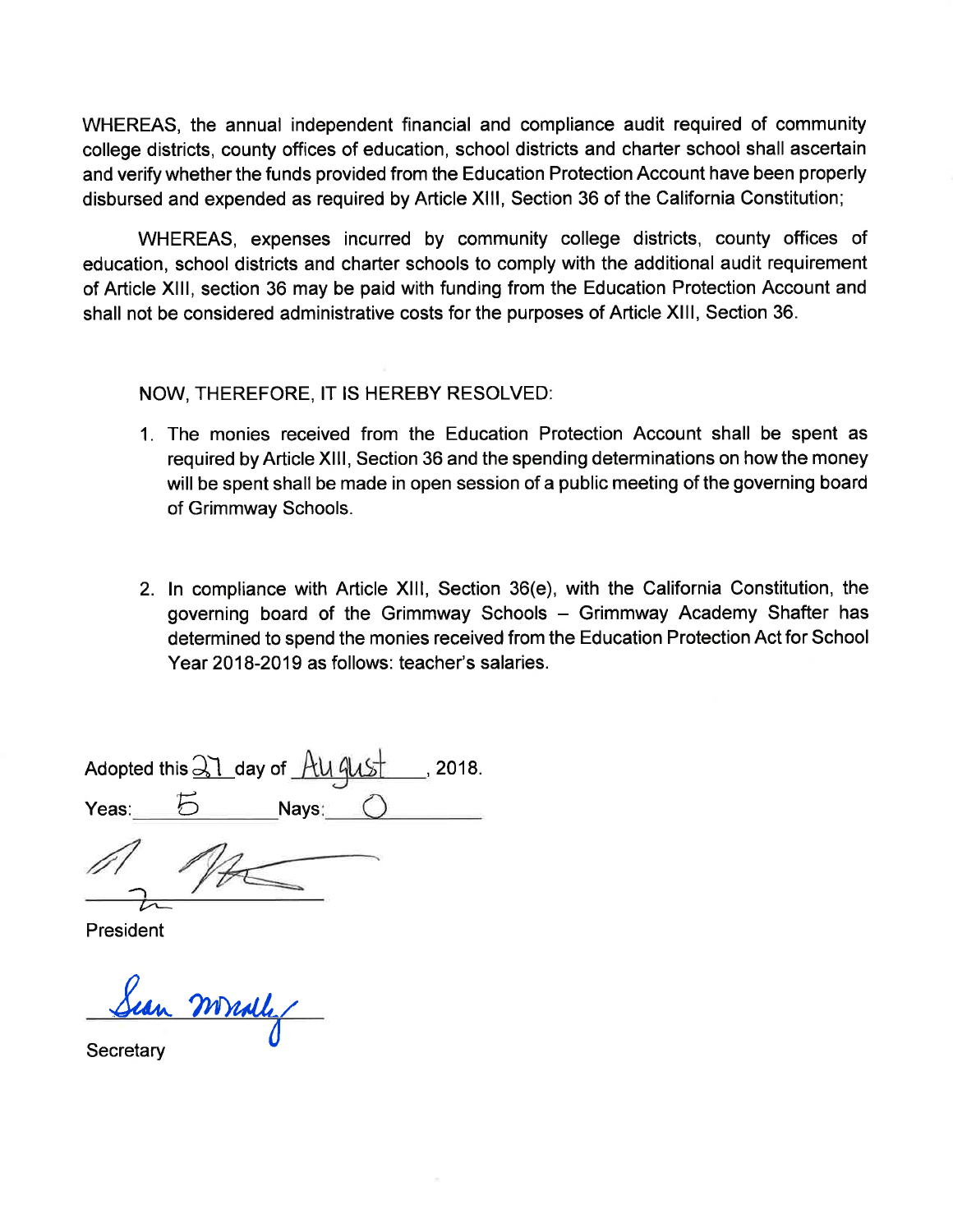WHEREAS, the annual independent financial and compliance audit required of community college districts, county offices of education, school districts and charter school shall ascertain and verify whether the funds provided from the Education Protection Account have been properly disbursed and expended as required by Article XIII, Section 36 of the California Constitution;

WHEREAS, expenses incurred by community college districts, county offices of education, school districts and charter schools to comply with the additional audit requirement of Article XIII, section 36 may be paid with funding from the Education Protection Account and shall not be considered administrative costs for the purposes of Article XIII, Section 36.

NOW, THEREFORE, IT IS HEREBY RESOLVED:

1. The monies received from the Education Protection Account shall be spent as required by Article XIII, Section 36 and the spending determinations on how the money will be spent shall be made in open session of a public meeting of the governing board of Grimmway Schools.

2. In compliance with Article XIII, Section 36(e), with the California Constitution, the governing board of the Grimmway Schools – Grimmway Academy Shafter has determined to spend the monies received from the Education Protection Act for School Year 2018-2019 as follows: teacher's salaries.

Adopted this 27 day of August, 2018.

Yeas: 5 Nays: 0

_______________
President

Sean McNally
_______________
Secretary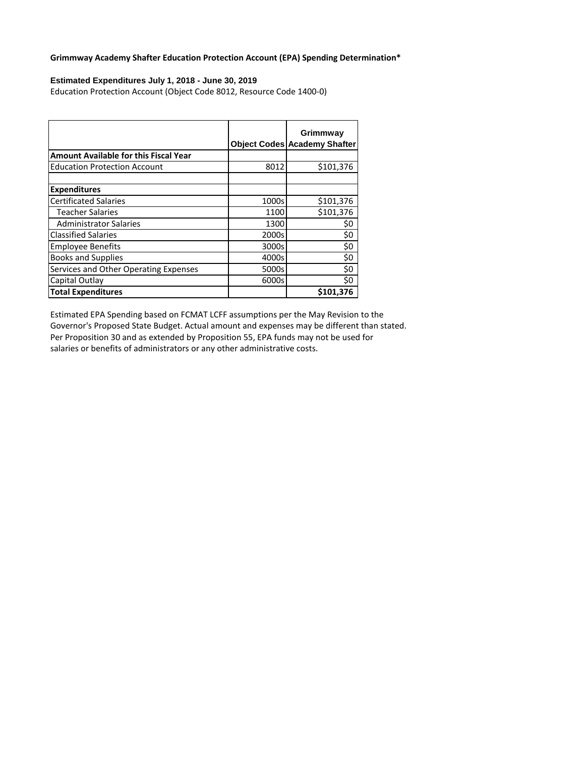**Grimmway Academy Shafter Education Protection Account (EPA) Spending Determination***

**Estimated Expenditures July 1, 2018 - June 30, 2019**

Education Protection Account (Object Code 8012, Resource Code 1400-0)

| | Object Codes | Grimmway Academy Shafter |
|---|---|---|
| **Amount Available for this Fiscal Year** | | |
| Education Protection Account | 8012 | $101,376 |
| | | |
| **Expenditures** | | |
| Certificated Salaries | 1000s | $101,376 |
| Teacher Salaries | 1100 | $101,376 |
| Administrator Salaries | 1300 | $0 |
| Classified Salaries | 2000s | $0 |
| Employee Benefits | 3000s | $0 |
| Books and Supplies | 4000s | $0 |
| Services and Other Operating Expenses | 5000s | $0 |
| Capital Outlay | 6000s | $0 |
| **Total Expenditures** | | **$101,376** |

Estimated EPA Spending based on FCMAT LCFF assumptions per the May Revision to the Governor's Proposed State Budget. Actual amount and expenses may be different than stated. Per Proposition 30 and as extended by Proposition 55, EPA funds may not be used for salaries or benefits of administrators or any other administrative costs.